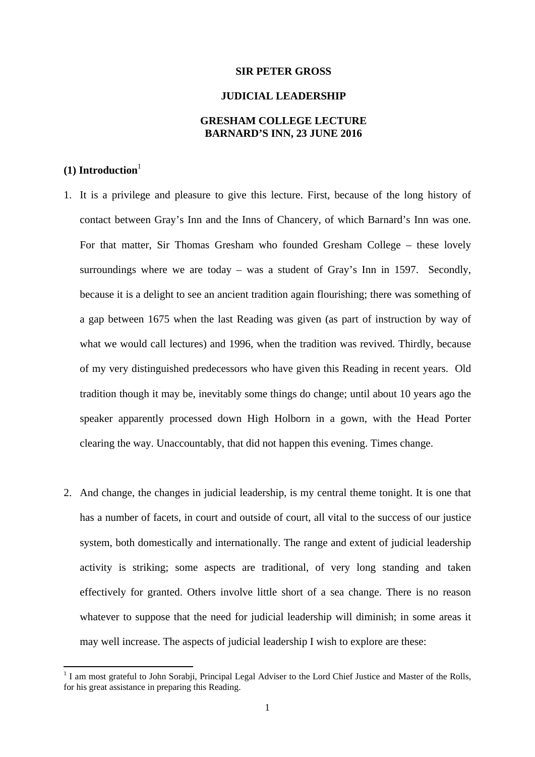**SIR PETER GROSS**

**JUDICIAL LEADERSHIP**

**GRESHAM COLLEGE LECTURE**
**BARNARD'S INN, 23 JUNE 2016**

## (1) Introduction[1]

1. It is a privilege and pleasure to give this lecture. First, because of the long history of contact between Gray's Inn and the Inns of Chancery, of which Barnard's Inn was one. For that matter, Sir Thomas Gresham who founded Gresham College – these lovely surroundings where we are today – was a student of Gray's Inn in 1597. Secondly, because it is a delight to see an ancient tradition again flourishing; there was something of a gap between 1675 when the last Reading was given (as part of instruction by way of what we would call lectures) and 1996, when the tradition was revived. Thirdly, because of my very distinguished predecessors who have given this Reading in recent years. Old tradition though it may be, inevitably some things do change; until about 10 years ago the speaker apparently processed down High Holborn in a gown, with the Head Porter clearing the way. Unaccountably, that did not happen this evening. Times change.

2. And change, the changes in judicial leadership, is my central theme tonight. It is one that has a number of facets, in court and outside of court, all vital to the success of our justice system, both domestically and internationally. The range and extent of judicial leadership activity is striking; some aspects are traditional, of very long standing and taken effectively for granted. Others involve little short of a sea change. There is no reason whatever to suppose that the need for judicial leadership will diminish; in some areas it may well increase. The aspects of judicial leadership I wish to explore are these:

---

[1] I am most grateful to John Sorabji, Principal Legal Adviser to the Lord Chief Justice and Master of the Rolls, for his great assistance in preparing this Reading.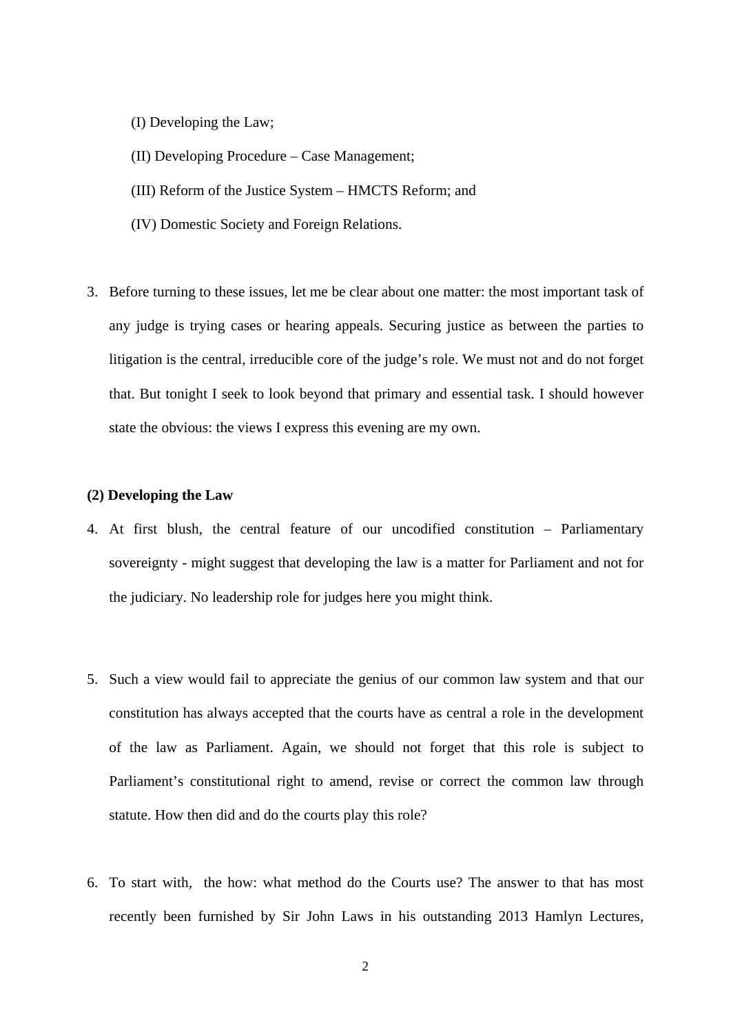(I) Developing the Law;

(II) Developing Procedure – Case Management;

(III) Reform of the Justice System – HMCTS Reform; and

(IV) Domestic Society and Foreign Relations.

3. Before turning to these issues, let me be clear about one matter: the most important task of any judge is trying cases or hearing appeals. Securing justice as between the parties to litigation is the central, irreducible core of the judge's role. We must not and do not forget that. But tonight I seek to look beyond that primary and essential task. I should however state the obvious: the views I express this evening are my own.

**(2) Developing the Law**

4. At first blush, the central feature of our uncodified constitution – Parliamentary sovereignty - might suggest that developing the law is a matter for Parliament and not for the judiciary. No leadership role for judges here you might think.

5. Such a view would fail to appreciate the genius of our common law system and that our constitution has always accepted that the courts have as central a role in the development of the law as Parliament. Again, we should not forget that this role is subject to Parliament's constitutional right to amend, revise or correct the common law through statute. How then did and do the courts play this role?

6. To start with, the how: what method do the Courts use? The answer to that has most recently been furnished by Sir John Laws in his outstanding 2013 Hamlyn Lectures,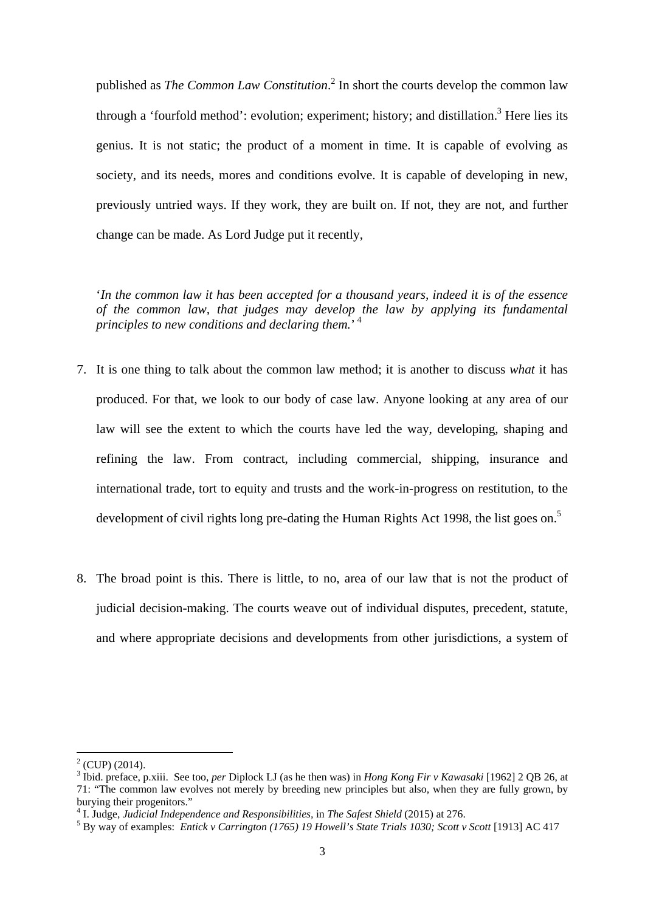published as *The Common Law Constitution*.[2] In short the courts develop the common law through a 'fourfold method': evolution; experiment; history; and distillation.[3] Here lies its genius. It is not static; the product of a moment in time. It is capable of evolving as society, and its needs, mores and conditions evolve. It is capable of developing in new, previously untried ways. If they work, they are built on. If not, they are not, and further change can be made. As Lord Judge put it recently,

> '*In the common law it has been accepted for a thousand years, indeed it is of the essence of the common law, that judges may develop the law by applying its fundamental principles to new conditions and declaring them.*' [4]

7. It is one thing to talk about the common law method; it is another to discuss *what* it has produced. For that, we look to our body of case law. Anyone looking at any area of our law will see the extent to which the courts have led the way, developing, shaping and refining the law. From contract, including commercial, shipping, insurance and international trade, tort to equity and trusts and the work-in-progress on restitution, to the development of civil rights long pre-dating the Human Rights Act 1998, the list goes on.[5]

8. The broad point is this. There is little, to no, area of our law that is not the product of judicial decision-making. The courts weave out of individual disputes, precedent, statute, and where appropriate decisions and developments from other jurisdictions, a system of

---

[2] (CUP) (2014).

[3] Ibid. preface, p.xiii. See too, *per* Diplock LJ (as he then was) in *Hong Kong Fir v Kawasaki* [1962] 2 QB 26, at 71: "The common law evolves not merely by breeding new principles but also, when they are fully grown, by burying their progenitors."

[4] I. Judge, *Judicial Independence and Responsibilities*, in *The Safest Shield* (2015) at 276.

[5] By way of examples: *Entick v Carrington (1765) 19 Howell's State Trials 1030; Scott v Scott* [1913] AC 417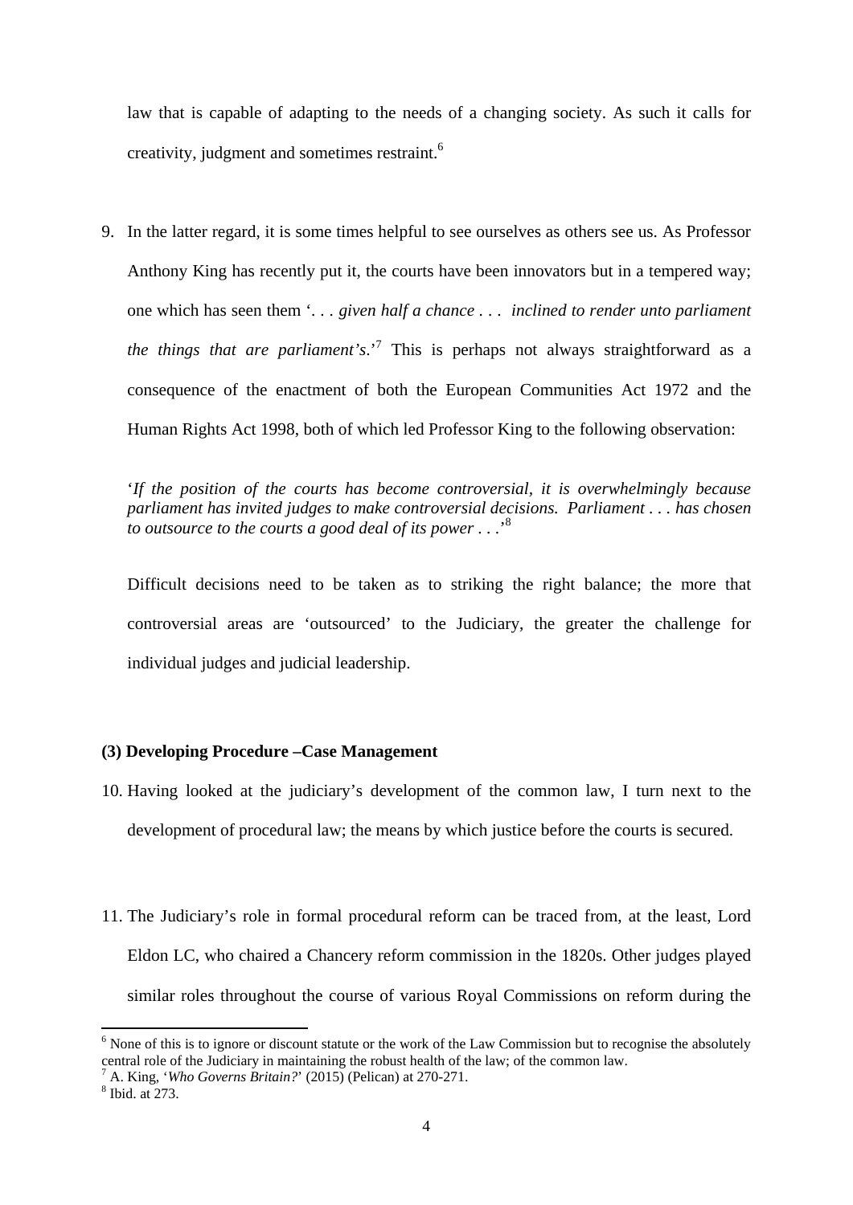law that is capable of adapting to the needs of a changing society. As such it calls for creativity, judgment and sometimes restraint.[6]

9. In the latter regard, it is some times helpful to see ourselves as others see us. As Professor Anthony King has recently put it, the courts have been innovators but in a tempered way; one which has seen them '. . . *given half a chance . . . inclined to render unto parliament the things that are parliament's*.'[7] This is perhaps not always straightforward as a consequence of the enactment of both the European Communities Act 1972 and the Human Rights Act 1998, both of which led Professor King to the following observation:

   '*If the position of the courts has become controversial, it is overwhelmingly because parliament has invited judges to make controversial decisions. Parliament . . . has chosen to outsource to the courts a good deal of its power . . .*'[8]

   Difficult decisions need to be taken as to striking the right balance; the more that controversial areas are 'outsourced' to the Judiciary, the greater the challenge for individual judges and judicial leadership.

**(3) Developing Procedure –Case Management**

10. Having looked at the judiciary's development of the common law, I turn next to the development of procedural law; the means by which justice before the courts is secured.

11. The Judiciary's role in formal procedural reform can be traced from, at the least, Lord Eldon LC, who chaired a Chancery reform commission in the 1820s. Other judges played similar roles throughout the course of various Royal Commissions on reform during the

---

[6] None of this is to ignore or discount statute or the work of the Law Commission but to recognise the absolutely central role of the Judiciary in maintaining the robust health of the law; of the common law.

[7] A. King, '*Who Governs Britain?*' (2015) (Pelican) at 270-271.

[8] Ibid. at 273.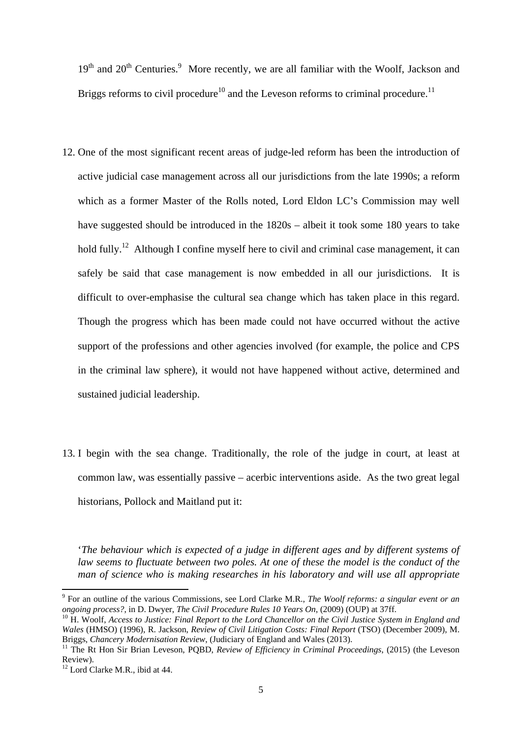19th and 20th Centuries.[9] More recently, we are all familiar with the Woolf, Jackson and Briggs reforms to civil procedure[10] and the Leveson reforms to criminal procedure.[11]

12. One of the most significant recent areas of judge-led reform has been the introduction of active judicial case management across all our jurisdictions from the late 1990s; a reform which as a former Master of the Rolls noted, Lord Eldon LC's Commission may well have suggested should be introduced in the 1820s – albeit it took some 180 years to take hold fully.[12] Although I confine myself here to civil and criminal case management, it can safely be said that case management is now embedded in all our jurisdictions. It is difficult to over-emphasise the cultural sea change which has taken place in this regard. Though the progress which has been made could not have occurred without the active support of the professions and other agencies involved (for example, the police and CPS in the criminal law sphere), it would not have happened without active, determined and sustained judicial leadership.

13. I begin with the sea change. Traditionally, the role of the judge in court, at least at common law, was essentially passive – acerbic interventions aside. As the two great legal historians, Pollock and Maitland put it:

'*The behaviour which is expected of a judge in different ages and by different systems of law seems to fluctuate between two poles. At one of these the model is the conduct of the man of science who is making researches in his laboratory and will use all appropriate*

---

[9] For an outline of the various Commissions, see Lord Clarke M.R., *The Woolf reforms: a singular event or an ongoing process?*, in D. Dwyer, *The Civil Procedure Rules 10 Years On*, (2009) (OUP) at 37ff.

[10] H. Woolf, *Access to Justice: Final Report to the Lord Chancellor on the Civil Justice System in England and Wales* (HMSO) (1996), R. Jackson, *Review of Civil Litigation Costs: Final Report* (TSO) (December 2009), M. Briggs, *Chancery Modernisation Review*, (Judiciary of England and Wales (2013).

[11] The Rt Hon Sir Brian Leveson, PQBD, *Review of Efficiency in Criminal Proceedings*, (2015) (the Leveson Review).

[12] Lord Clarke M.R., ibid at 44.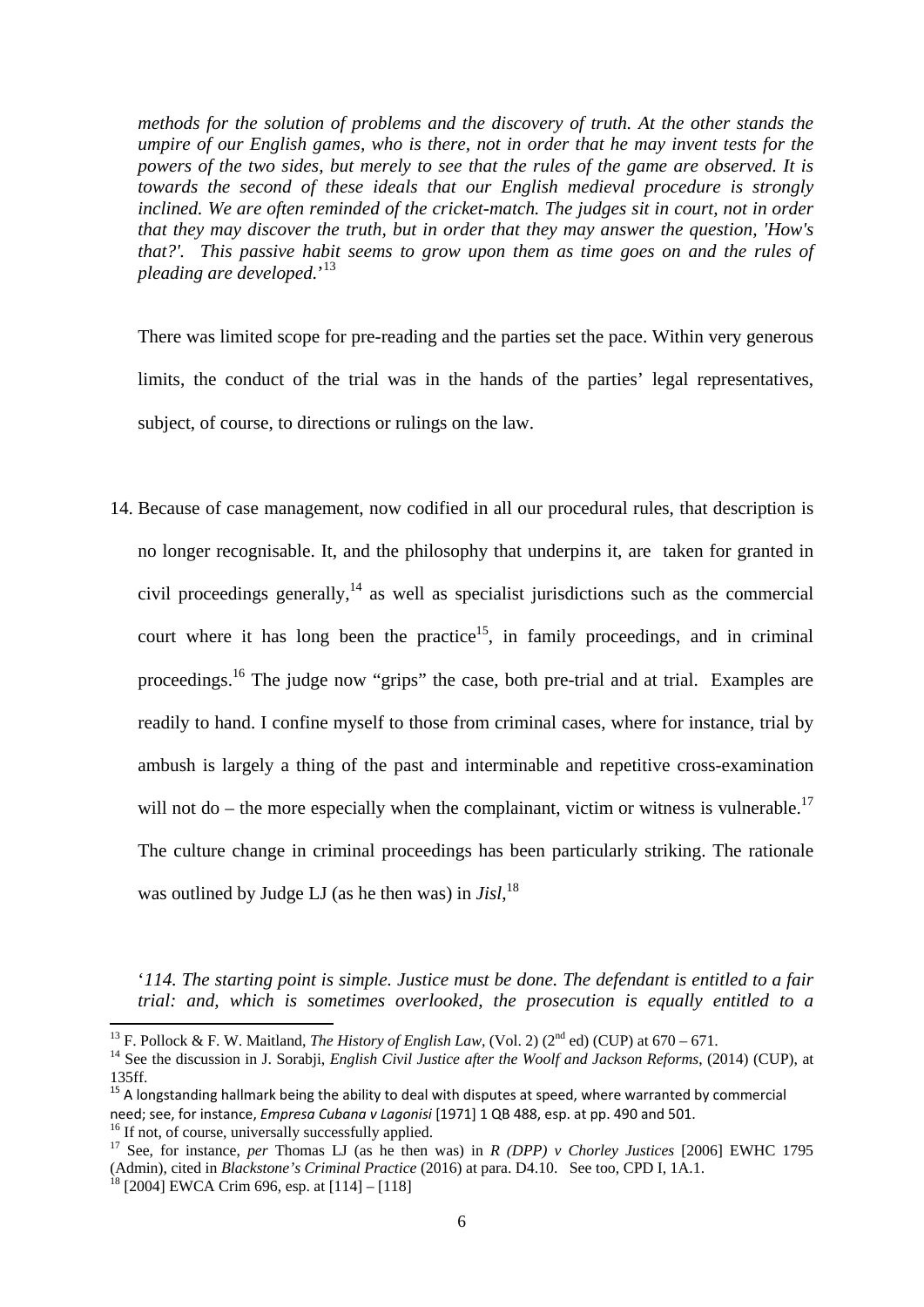*methods for the solution of problems and the discovery of truth. At the other stands the umpire of our English games, who is there, not in order that he may invent tests for the powers of the two sides, but merely to see that the rules of the game are observed. It is towards the second of these ideals that our English medieval procedure is strongly inclined. We are often reminded of the cricket-match. The judges sit in court, not in order that they may discover the truth, but in order that they may answer the question, 'How's that?'. This passive habit seems to grow upon them as time goes on and the rules of pleading are developed.'*[13]

There was limited scope for pre-reading and the parties set the pace. Within very generous limits, the conduct of the trial was in the hands of the parties' legal representatives, subject, of course, to directions or rulings on the law.

14. Because of case management, now codified in all our procedural rules, that description is no longer recognisable. It, and the philosophy that underpins it, are taken for granted in civil proceedings generally,[14] as well as specialist jurisdictions such as the commercial court where it has long been the practice[15], in family proceedings, and in criminal proceedings.[16] The judge now "grips" the case, both pre-trial and at trial. Examples are readily to hand. I confine myself to those from criminal cases, where for instance, trial by ambush is largely a thing of the past and interminable and repetitive cross-examination will not do – the more especially when the complainant, victim or witness is vulnerable.[17] The culture change in criminal proceedings has been particularly striking. The rationale was outlined by Judge LJ (as he then was) in *Jisl*,[18]

'*114. The starting point is simple. Justice must be done. The defendant is entitled to a fair trial: and, which is sometimes overlooked, the prosecution is equally entitled to a*

---

[13] F. Pollock & F. W. Maitland, *The History of English Law*, (Vol. 2) (2nd ed) (CUP) at 670 – 671.

[14] See the discussion in J. Sorabji, *English Civil Justice after the Woolf and Jackson Reforms*, (2014) (CUP), at 135ff.

[15] A longstanding hallmark being the ability to deal with disputes at speed, where warranted by commercial need; see, for instance, *Empresa Cubana v Lagonisi* [1971] 1 QB 488, esp. at pp. 490 and 501.

[16] If not, of course, universally successfully applied.

[17] See, for instance, *per* Thomas LJ (as he then was) in *R (DPP) v Chorley Justices* [2006] EWHC 1795 (Admin), cited in *Blackstone's Criminal Practice* (2016) at para. D4.10. See too, CPD I, 1A.1.

[18] [2004] EWCA Crim 696, esp. at [114] – [118]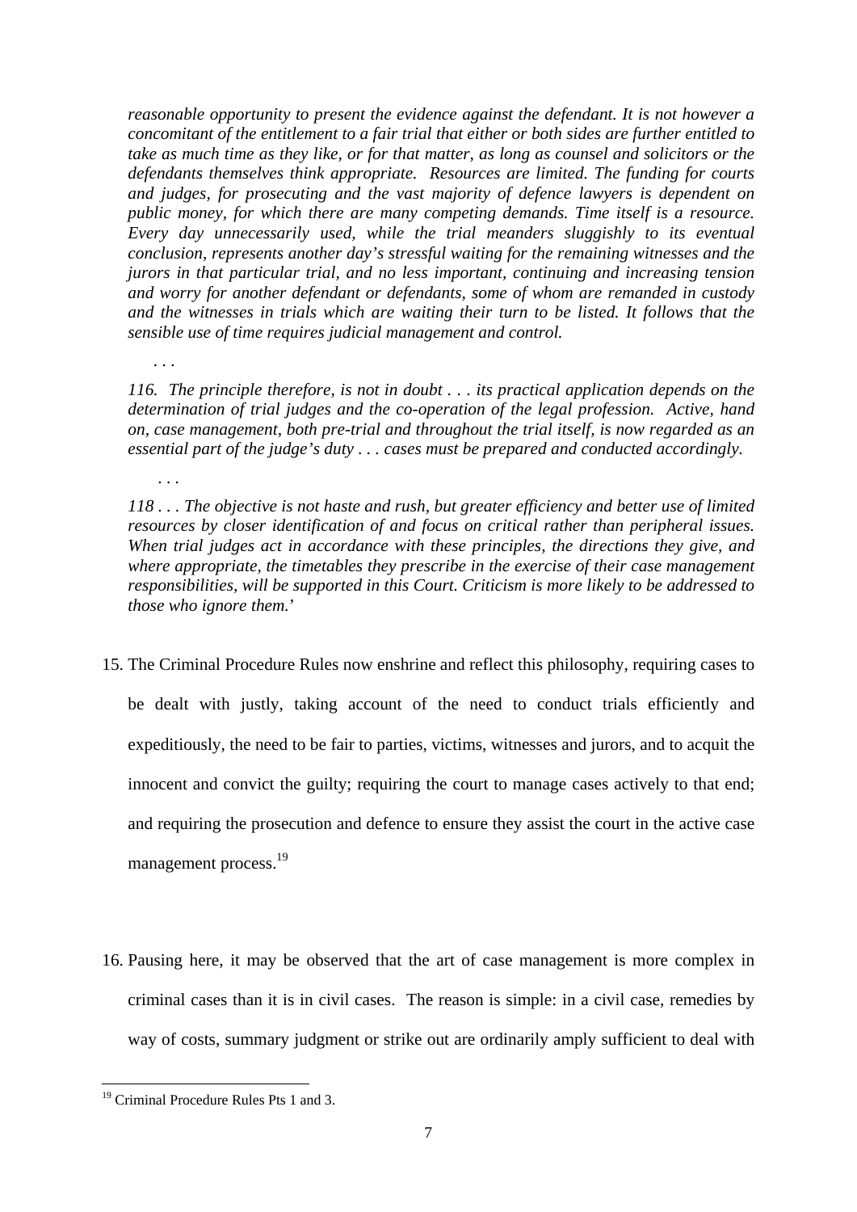*reasonable opportunity to present the evidence against the defendant. It is not however a concomitant of the entitlement to a fair trial that either or both sides are further entitled to take as much time as they like, or for that matter, as long as counsel and solicitors or the defendants themselves think appropriate. Resources are limited. The funding for courts and judges, for prosecuting and the vast majority of defence lawyers is dependent on public money, for which there are many competing demands. Time itself is a resource. Every day unnecessarily used, while the trial meanders sluggishly to its eventual conclusion, represents another day's stressful waiting for the remaining witnesses and the jurors in that particular trial, and no less important, continuing and increasing tension and worry for another defendant or defendants, some of whom are remanded in custody and the witnesses in trials which are waiting their turn to be listed. It follows that the sensible use of time requires judicial management and control.*

. . .

*116. The principle therefore, is not in doubt . . . its practical application depends on the determination of trial judges and the co-operation of the legal profession. Active, hand on, case management, both pre-trial and throughout the trial itself, is now regarded as an essential part of the judge's duty . . . cases must be prepared and conducted accordingly.*

. . .

*118 . . . The objective is not haste and rush, but greater efficiency and better use of limited resources by closer identification of and focus on critical rather than peripheral issues. When trial judges act in accordance with these principles, the directions they give, and where appropriate, the timetables they prescribe in the exercise of their case management responsibilities, will be supported in this Court. Criticism is more likely to be addressed to those who ignore them.*'

15. The Criminal Procedure Rules now enshrine and reflect this philosophy, requiring cases to be dealt with justly, taking account of the need to conduct trials efficiently and expeditiously, the need to be fair to parties, victims, witnesses and jurors, and to acquit the innocent and convict the guilty; requiring the court to manage cases actively to that end; and requiring the prosecution and defence to ensure they assist the court in the active case management process.[19]

16. Pausing here, it may be observed that the art of case management is more complex in criminal cases than it is in civil cases. The reason is simple: in a civil case, remedies by way of costs, summary judgment or strike out are ordinarily amply sufficient to deal with

---

[19] Criminal Procedure Rules Pts 1 and 3.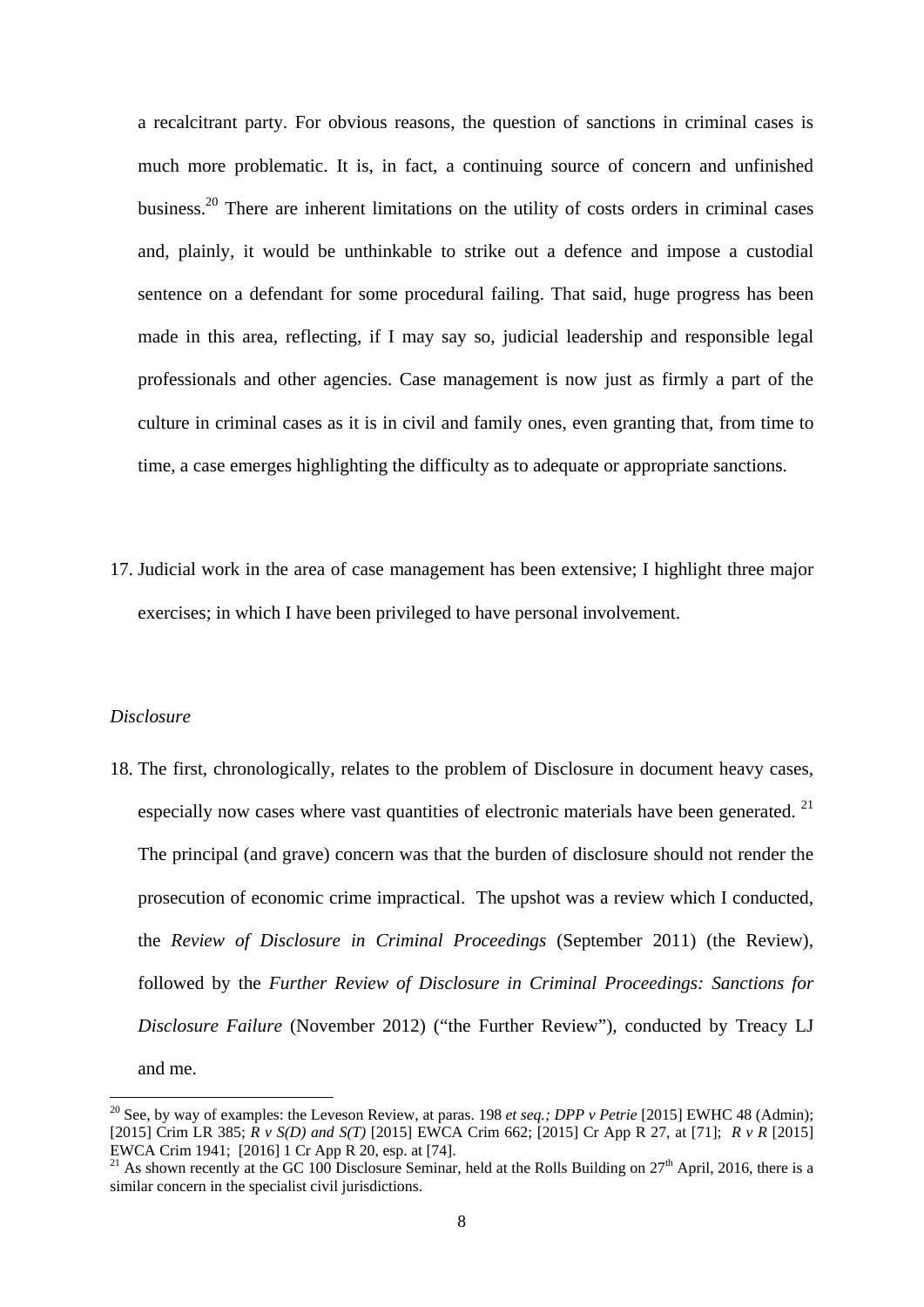a recalcitrant party. For obvious reasons, the question of sanctions in criminal cases is much more problematic. It is, in fact, a continuing source of concern and unfinished business.[20] There are inherent limitations on the utility of costs orders in criminal cases and, plainly, it would be unthinkable to strike out a defence and impose a custodial sentence on a defendant for some procedural failing. That said, huge progress has been made in this area, reflecting, if I may say so, judicial leadership and responsible legal professionals and other agencies. Case management is now just as firmly a part of the culture in criminal cases as it is in civil and family ones, even granting that, from time to time, a case emerges highlighting the difficulty as to adequate or appropriate sanctions.

17. Judicial work in the area of case management has been extensive; I highlight three major exercises; in which I have been privileged to have personal involvement.

*Disclosure*

18. The first, chronologically, relates to the problem of Disclosure in document heavy cases, especially now cases where vast quantities of electronic materials have been generated. [21] The principal (and grave) concern was that the burden of disclosure should not render the prosecution of economic crime impractical. The upshot was a review which I conducted, the *Review of Disclosure in Criminal Proceedings* (September 2011) (the Review), followed by the *Further Review of Disclosure in Criminal Proceedings: Sanctions for Disclosure Failure* (November 2012) ("the Further Review"), conducted by Treacy LJ and me.

---

[20] See, by way of examples: the Leveson Review, at paras. 198 *et seq.; DPP v Petrie* [2015] EWHC 48 (Admin); [2015] Crim LR 385; *R v S(D) and S(T)* [2015] EWCA Crim 662; [2015] Cr App R 27, at [71]; *R v R* [2015] EWCA Crim 1941; [2016] 1 Cr App R 20, esp. at [74].

[21] As shown recently at the GC 100 Disclosure Seminar, held at the Rolls Building on 27th April, 2016, there is a similar concern in the specialist civil jurisdictions.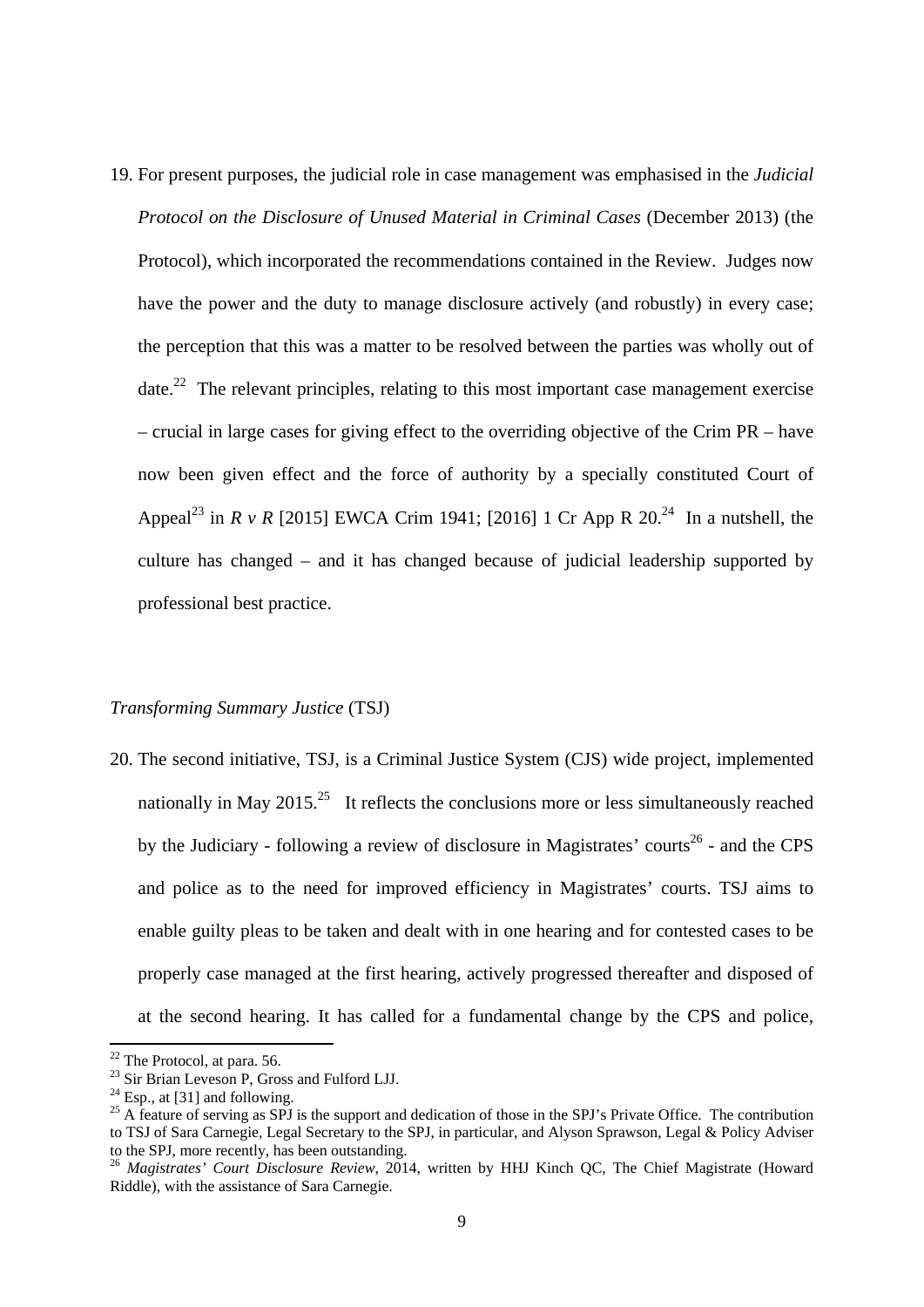19. For present purposes, the judicial role in case management was emphasised in the *Judicial Protocol on the Disclosure of Unused Material in Criminal Cases* (December 2013) (the Protocol), which incorporated the recommendations contained in the Review. Judges now have the power and the duty to manage disclosure actively (and robustly) in every case; the perception that this was a matter to be resolved between the parties was wholly out of date.[22] The relevant principles, relating to this most important case management exercise – crucial in large cases for giving effect to the overriding objective of the Crim PR – have now been given effect and the force of authority by a specially constituted Court of Appeal[23] in *R v R* [2015] EWCA Crim 1941; [2016] 1 Cr App R 20.[24] In a nutshell, the culture has changed – and it has changed because of judicial leadership supported by professional best practice.

*Transforming Summary Justice* (TSJ)

20. The second initiative, TSJ, is a Criminal Justice System (CJS) wide project, implemented nationally in May 2015.[25] It reflects the conclusions more or less simultaneously reached by the Judiciary - following a review of disclosure in Magistrates' courts[26] - and the CPS and police as to the need for improved efficiency in Magistrates' courts. TSJ aims to enable guilty pleas to be taken and dealt with in one hearing and for contested cases to be properly case managed at the first hearing, actively progressed thereafter and disposed of at the second hearing. It has called for a fundamental change by the CPS and police,

---

[22] The Protocol, at para. 56.

[23] Sir Brian Leveson P, Gross and Fulford LJJ.

[24] Esp., at [31] and following.

[25] A feature of serving as SPJ is the support and dedication of those in the SPJ's Private Office. The contribution to TSJ of Sara Carnegie, Legal Secretary to the SPJ, in particular, and Alyson Sprawson, Legal & Policy Adviser to the SPJ, more recently, has been outstanding.

[26] *Magistrates' Court Disclosure Review*, 2014, written by HHJ Kinch QC, The Chief Magistrate (Howard Riddle), with the assistance of Sara Carnegie.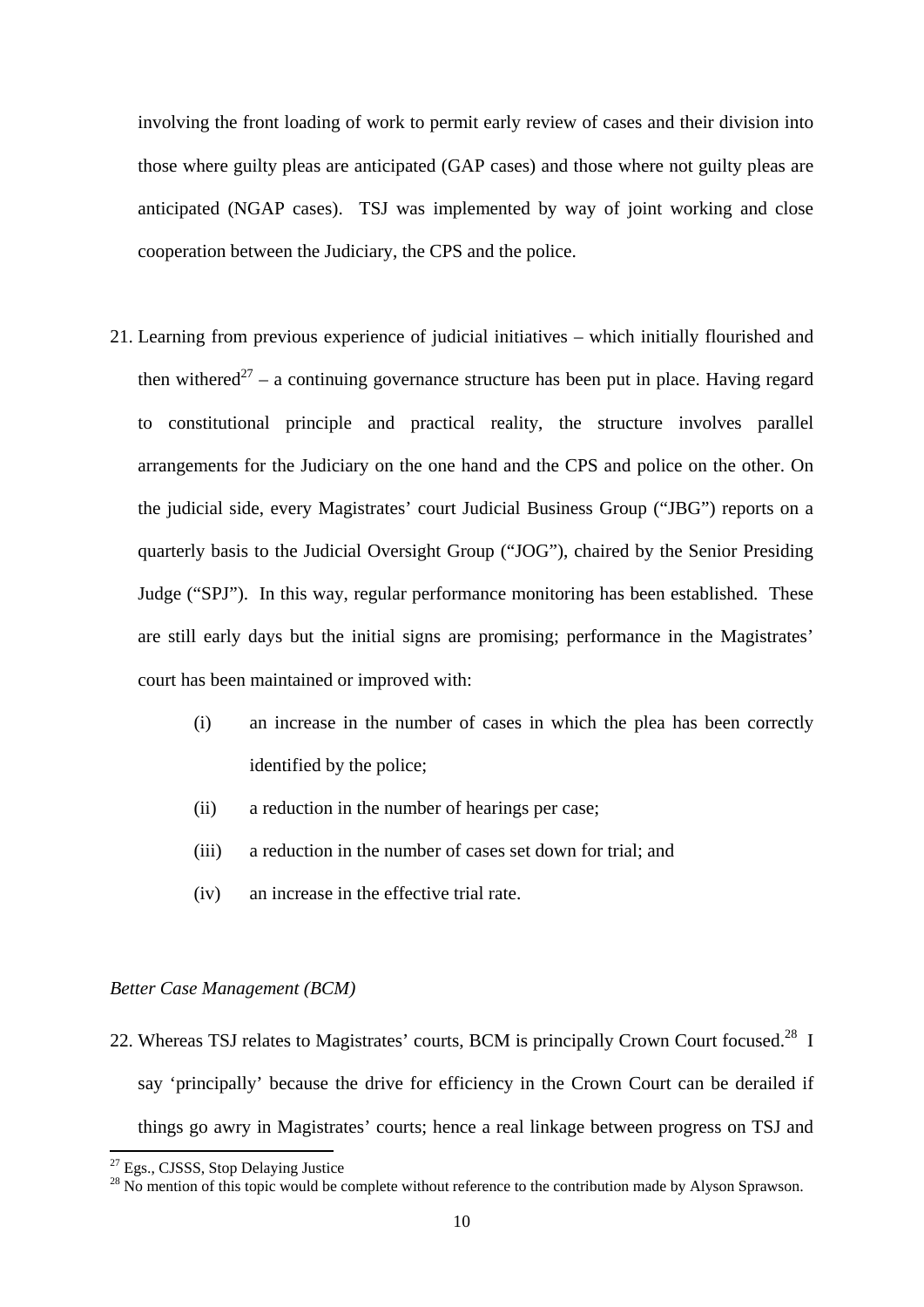involving the front loading of work to permit early review of cases and their division into those where guilty pleas are anticipated (GAP cases) and those where not guilty pleas are anticipated (NGAP cases). TSJ was implemented by way of joint working and close cooperation between the Judiciary, the CPS and the police.

21. Learning from previous experience of judicial initiatives – which initially flourished and then withered[27] – a continuing governance structure has been put in place. Having regard to constitutional principle and practical reality, the structure involves parallel arrangements for the Judiciary on the one hand and the CPS and police on the other. On the judicial side, every Magistrates' court Judicial Business Group ("JBG") reports on a quarterly basis to the Judicial Oversight Group ("JOG"), chaired by the Senior Presiding Judge ("SPJ"). In this way, regular performance monitoring has been established. These are still early days but the initial signs are promising; performance in the Magistrates' court has been maintained or improved with:

    (i) an increase in the number of cases in which the plea has been correctly identified by the police;

    (ii) a reduction in the number of hearings per case;

    (iii) a reduction in the number of cases set down for trial; and

    (iv) an increase in the effective trial rate.

*Better Case Management (BCM)*

22. Whereas TSJ relates to Magistrates' courts, BCM is principally Crown Court focused.[28] I say 'principally' because the drive for efficiency in the Crown Court can be derailed if things go awry in Magistrates' courts; hence a real linkage between progress on TSJ and

[27] Egs., CJSSS, Stop Delaying Justice

[28] No mention of this topic would be complete without reference to the contribution made by Alyson Sprawson.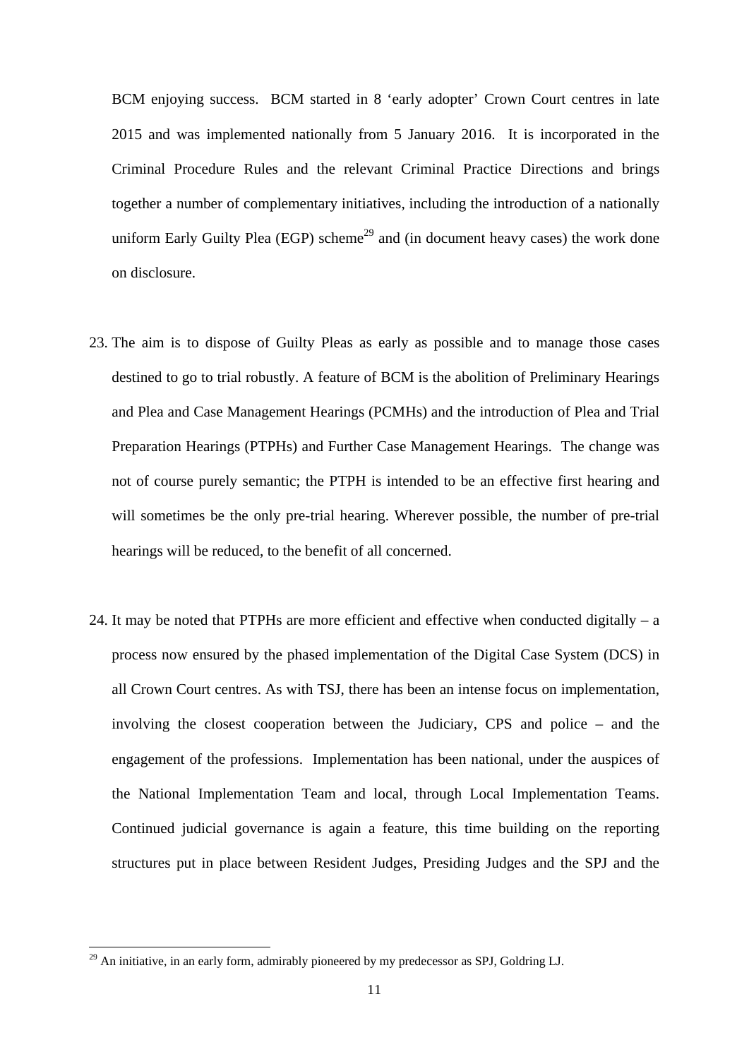BCM enjoying success. BCM started in 8 'early adopter' Crown Court centres in late 2015 and was implemented nationally from 5 January 2016. It is incorporated in the Criminal Procedure Rules and the relevant Criminal Practice Directions and brings together a number of complementary initiatives, including the introduction of a nationally uniform Early Guilty Plea (EGP) scheme[29] and (in document heavy cases) the work done on disclosure.

23. The aim is to dispose of Guilty Pleas as early as possible and to manage those cases destined to go to trial robustly. A feature of BCM is the abolition of Preliminary Hearings and Plea and Case Management Hearings (PCMHs) and the introduction of Plea and Trial Preparation Hearings (PTPHs) and Further Case Management Hearings. The change was not of course purely semantic; the PTPH is intended to be an effective first hearing and will sometimes be the only pre-trial hearing. Wherever possible, the number of pre-trial hearings will be reduced, to the benefit of all concerned.

24. It may be noted that PTPHs are more efficient and effective when conducted digitally – a process now ensured by the phased implementation of the Digital Case System (DCS) in all Crown Court centres. As with TSJ, there has been an intense focus on implementation, involving the closest cooperation between the Judiciary, CPS and police – and the engagement of the professions. Implementation has been national, under the auspices of the National Implementation Team and local, through Local Implementation Teams. Continued judicial governance is again a feature, this time building on the reporting structures put in place between Resident Judges, Presiding Judges and the SPJ and the

---

[29] An initiative, in an early form, admirably pioneered by my predecessor as SPJ, Goldring LJ.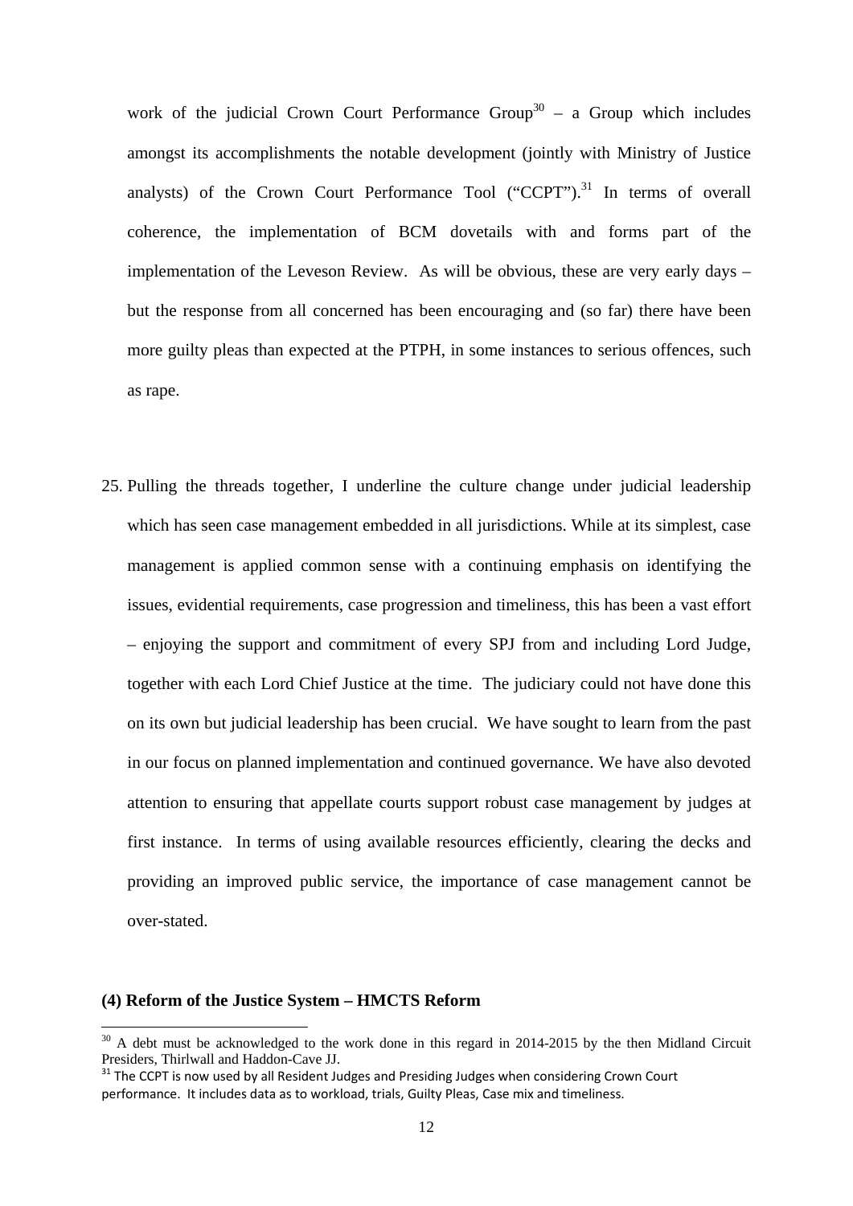work of the judicial Crown Court Performance Group[30] – a Group which includes amongst its accomplishments the notable development (jointly with Ministry of Justice analysts) of the Crown Court Performance Tool ("CCPT").[31] In terms of overall coherence, the implementation of BCM dovetails with and forms part of the implementation of the Leveson Review. As will be obvious, these are very early days – but the response from all concerned has been encouraging and (so far) there have been more guilty pleas than expected at the PTPH, in some instances to serious offences, such as rape.

25. Pulling the threads together, I underline the culture change under judicial leadership which has seen case management embedded in all jurisdictions. While at its simplest, case management is applied common sense with a continuing emphasis on identifying the issues, evidential requirements, case progression and timeliness, this has been a vast effort – enjoying the support and commitment of every SPJ from and including Lord Judge, together with each Lord Chief Justice at the time. The judiciary could not have done this on its own but judicial leadership has been crucial. We have sought to learn from the past in our focus on planned implementation and continued governance. We have also devoted attention to ensuring that appellate courts support robust case management by judges at first instance. In terms of using available resources efficiently, clearing the decks and providing an improved public service, the importance of case management cannot be over-stated.

**(4) Reform of the Justice System – HMCTS Reform**

---

[30] A debt must be acknowledged to the work done in this regard in 2014-2015 by the then Midland Circuit Presiders, Thirlwall and Haddon-Cave JJ.

[31] The CCPT is now used by all Resident Judges and Presiding Judges when considering Crown Court performance. It includes data as to workload, trials, Guilty Pleas, Case mix and timeliness.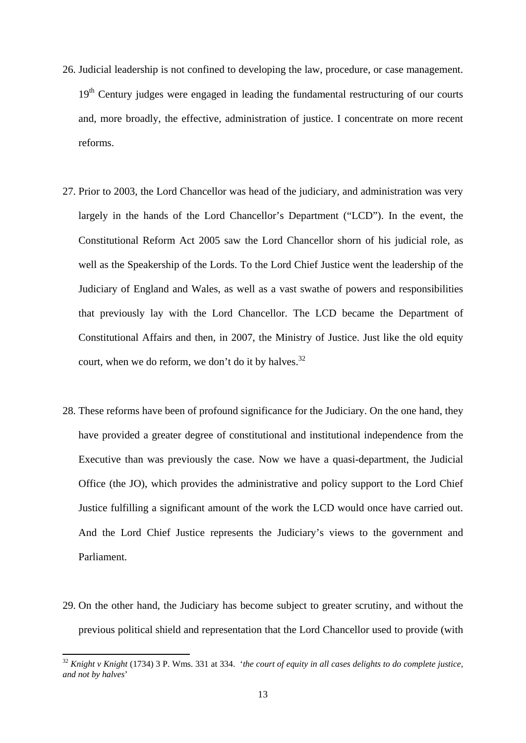26. Judicial leadership is not confined to developing the law, procedure, or case management. 19th Century judges were engaged in leading the fundamental restructuring of our courts and, more broadly, the effective, administration of justice. I concentrate on more recent reforms.

27. Prior to 2003, the Lord Chancellor was head of the judiciary, and administration was very largely in the hands of the Lord Chancellor's Department ("LCD"). In the event, the Constitutional Reform Act 2005 saw the Lord Chancellor shorn of his judicial role, as well as the Speakership of the Lords. To the Lord Chief Justice went the leadership of the Judiciary of England and Wales, as well as a vast swathe of powers and responsibilities that previously lay with the Lord Chancellor. The LCD became the Department of Constitutional Affairs and then, in 2007, the Ministry of Justice. Just like the old equity court, when we do reform, we don't do it by halves.[32]

28. These reforms have been of profound significance for the Judiciary. On the one hand, they have provided a greater degree of constitutional and institutional independence from the Executive than was previously the case. Now we have a quasi-department, the Judicial Office (the JO), which provides the administrative and policy support to the Lord Chief Justice fulfilling a significant amount of the work the LCD would once have carried out. And the Lord Chief Justice represents the Judiciary's views to the government and Parliament.

29. On the other hand, the Judiciary has become subject to greater scrutiny, and without the previous political shield and representation that the Lord Chancellor used to provide (with

---

[32] *Knight v Knight* (1734) 3 P. Wms. 331 at 334. '*the court of equity in all cases delights to do complete justice, and not by halves*'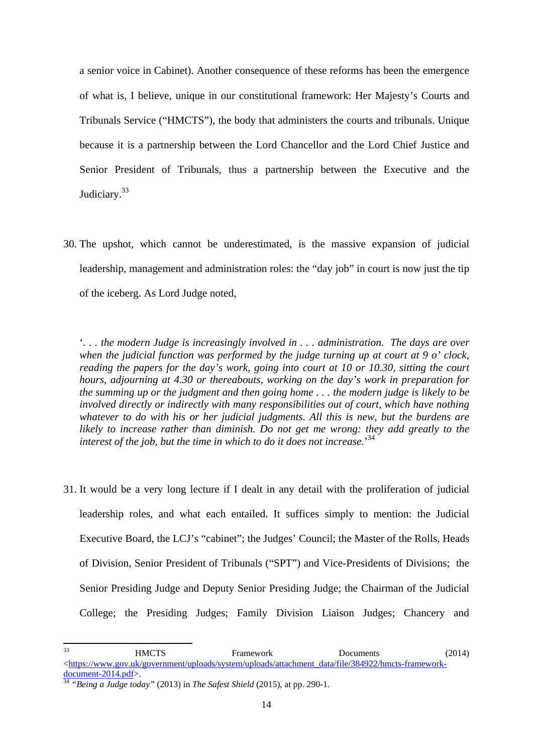a senior voice in Cabinet). Another consequence of these reforms has been the emergence of what is, I believe, unique in our constitutional framework: Her Majesty's Courts and Tribunals Service ("HMCTS"), the body that administers the courts and tribunals. Unique because it is a partnership between the Lord Chancellor and the Lord Chief Justice and Senior President of Tribunals, thus a partnership between the Executive and the Judiciary.[33]

30. The upshot, which cannot be underestimated, is the massive expansion of judicial leadership, management and administration roles: the "day job" in court is now just the tip of the iceberg. As Lord Judge noted,

> *'. . . the modern Judge is increasingly involved in . . . administration. The days are over when the judicial function was performed by the judge turning up at court at 9 o' clock, reading the papers for the day's work, going into court at 10 or 10.30, sitting the court hours, adjourning at 4.30 or thereabouts, working on the day's work in preparation for the summing up or the judgment and then going home . . . the modern judge is likely to be involved directly or indirectly with many responsibilities out of court, which have nothing whatever to do with his or her judicial judgments. All this is new, but the burdens are likely to increase rather than diminish. Do not get me wrong: they add greatly to the interest of the job, but the time in which to do it does not increase.*'[34]

31. It would be a very long lecture if I dealt in any detail with the proliferation of judicial leadership roles, and what each entailed. It suffices simply to mention: the Judicial Executive Board, the LCJ's "cabinet"; the Judges' Council; the Master of the Rolls, Heads of Division, Senior President of Tribunals ("SPT") and Vice-Presidents of Divisions; the Senior Presiding Judge and Deputy Senior Presiding Judge; the Chairman of the Judicial College; the Presiding Judges; Family Division Liaison Judges; Chancery and

---

[33] HMCTS Framework Documents (2014) <https://www.gov.uk/government/uploads/system/uploads/attachment_data/file/384922/hmcts-framework-document-2014.pdf>.

[34] *"Being a Judge today"* (2013) in *The Safest Shield* (2015), at pp. 290-1.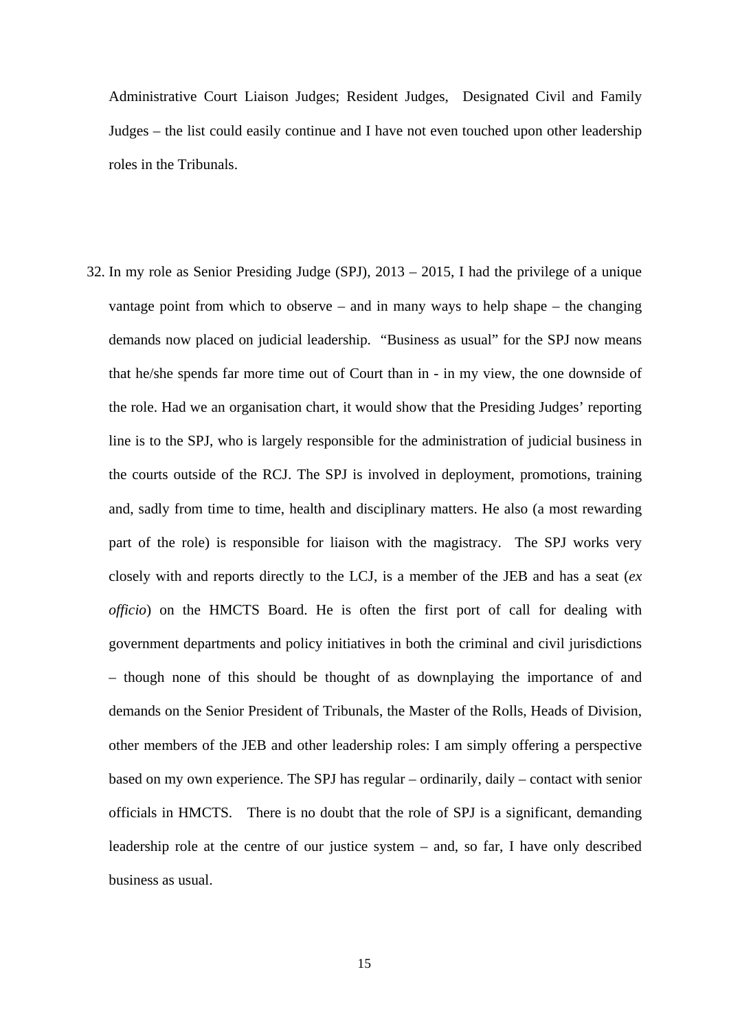Administrative Court Liaison Judges; Resident Judges, Designated Civil and Family Judges – the list could easily continue and I have not even touched upon other leadership roles in the Tribunals.

32. In my role as Senior Presiding Judge (SPJ), 2013 – 2015, I had the privilege of a unique vantage point from which to observe – and in many ways to help shape – the changing demands now placed on judicial leadership. "Business as usual" for the SPJ now means that he/she spends far more time out of Court than in - in my view, the one downside of the role. Had we an organisation chart, it would show that the Presiding Judges' reporting line is to the SPJ, who is largely responsible for the administration of judicial business in the courts outside of the RCJ. The SPJ is involved in deployment, promotions, training and, sadly from time to time, health and disciplinary matters. He also (a most rewarding part of the role) is responsible for liaison with the magistracy. The SPJ works very closely with and reports directly to the LCJ, is a member of the JEB and has a seat (*ex officio*) on the HMCTS Board. He is often the first port of call for dealing with government departments and policy initiatives in both the criminal and civil jurisdictions – though none of this should be thought of as downplaying the importance of and demands on the Senior President of Tribunals, the Master of the Rolls, Heads of Division, other members of the JEB and other leadership roles: I am simply offering a perspective based on my own experience. The SPJ has regular – ordinarily, daily – contact with senior officials in HMCTS. There is no doubt that the role of SPJ is a significant, demanding leadership role at the centre of our justice system – and, so far, I have only described business as usual.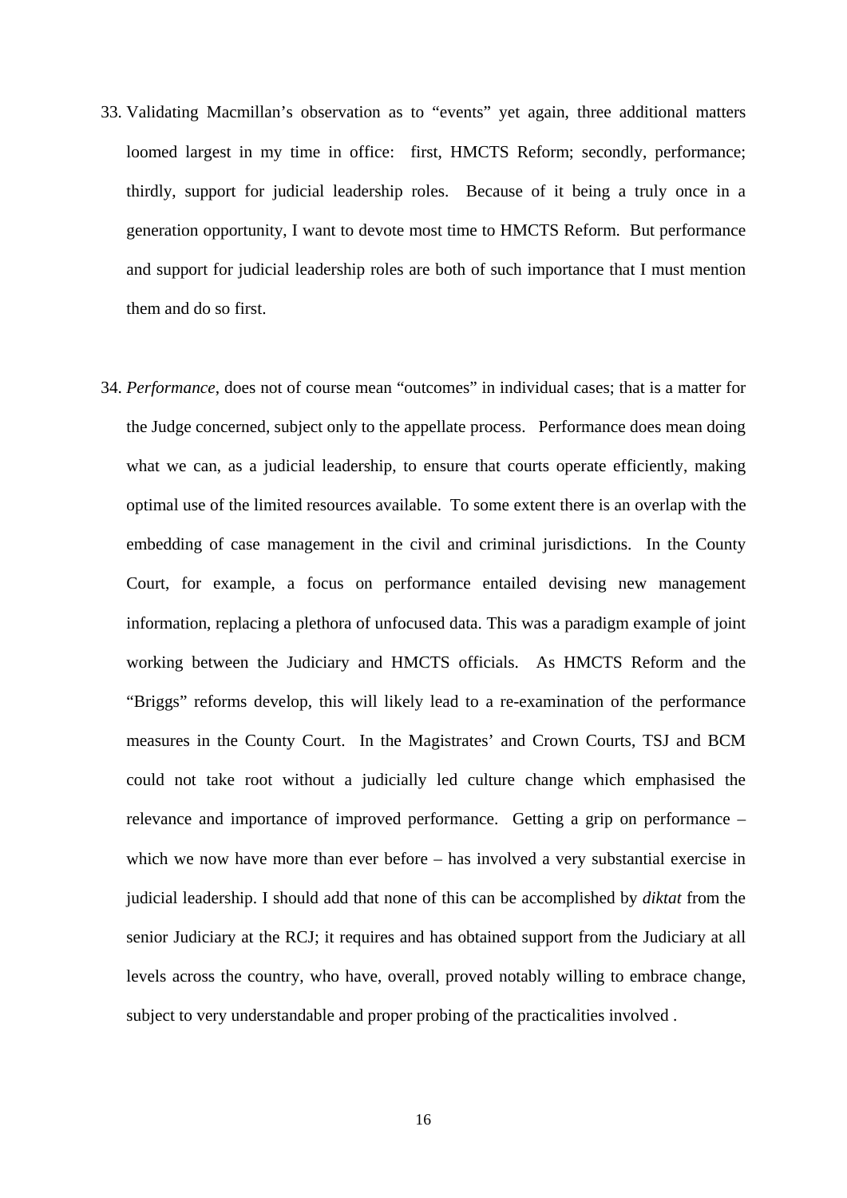33. Validating Macmillan's observation as to "events" yet again, three additional matters loomed largest in my time in office: first, HMCTS Reform; secondly, performance; thirdly, support for judicial leadership roles. Because of it being a truly once in a generation opportunity, I want to devote most time to HMCTS Reform. But performance and support for judicial leadership roles are both of such importance that I must mention them and do so first.

34. *Performance*, does not of course mean "outcomes" in individual cases; that is a matter for the Judge concerned, subject only to the appellate process. Performance does mean doing what we can, as a judicial leadership, to ensure that courts operate efficiently, making optimal use of the limited resources available. To some extent there is an overlap with the embedding of case management in the civil and criminal jurisdictions. In the County Court, for example, a focus on performance entailed devising new management information, replacing a plethora of unfocused data. This was a paradigm example of joint working between the Judiciary and HMCTS officials. As HMCTS Reform and the "Briggs" reforms develop, this will likely lead to a re-examination of the performance measures in the County Court. In the Magistrates' and Crown Courts, TSJ and BCM could not take root without a judicially led culture change which emphasised the relevance and importance of improved performance. Getting a grip on performance – which we now have more than ever before – has involved a very substantial exercise in judicial leadership. I should add that none of this can be accomplished by *diktat* from the senior Judiciary at the RCJ; it requires and has obtained support from the Judiciary at all levels across the country, who have, overall, proved notably willing to embrace change, subject to very understandable and proper probing of the practicalities involved .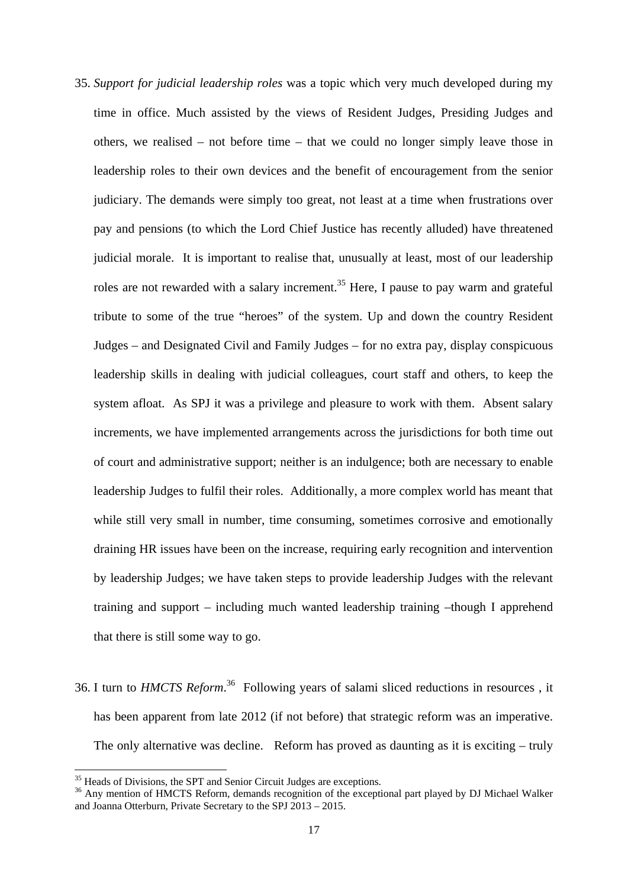35. *Support for judicial leadership roles* was a topic which very much developed during my time in office. Much assisted by the views of Resident Judges, Presiding Judges and others, we realised – not before time – that we could no longer simply leave those in leadership roles to their own devices and the benefit of encouragement from the senior judiciary. The demands were simply too great, not least at a time when frustrations over pay and pensions (to which the Lord Chief Justice has recently alluded) have threatened judicial morale. It is important to realise that, unusually at least, most of our leadership roles are not rewarded with a salary increment.[35] Here, I pause to pay warm and grateful tribute to some of the true "heroes" of the system. Up and down the country Resident Judges – and Designated Civil and Family Judges – for no extra pay, display conspicuous leadership skills in dealing with judicial colleagues, court staff and others, to keep the system afloat. As SPJ it was a privilege and pleasure to work with them. Absent salary increments, we have implemented arrangements across the jurisdictions for both time out of court and administrative support; neither is an indulgence; both are necessary to enable leadership Judges to fulfil their roles. Additionally, a more complex world has meant that while still very small in number, time consuming, sometimes corrosive and emotionally draining HR issues have been on the increase, requiring early recognition and intervention by leadership Judges; we have taken steps to provide leadership Judges with the relevant training and support – including much wanted leadership training –though I apprehend that there is still some way to go.

36. I turn to *HMCTS Reform*.[36] Following years of salami sliced reductions in resources , it has been apparent from late 2012 (if not before) that strategic reform was an imperative. The only alternative was decline. Reform has proved as daunting as it is exciting – truly

---

[35] Heads of Divisions, the SPT and Senior Circuit Judges are exceptions.

[36] Any mention of HMCTS Reform, demands recognition of the exceptional part played by DJ Michael Walker and Joanna Otterburn, Private Secretary to the SPJ 2013 – 2015.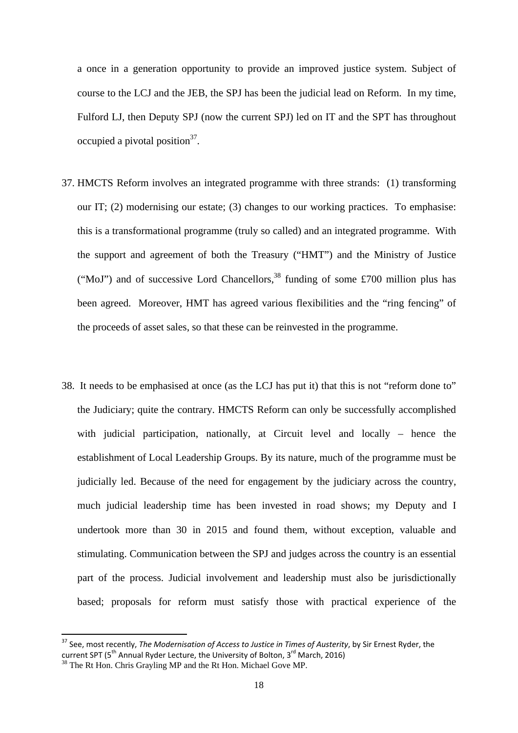a once in a generation opportunity to provide an improved justice system. Subject of course to the LCJ and the JEB, the SPJ has been the judicial lead on Reform. In my time, Fulford LJ, then Deputy SPJ (now the current SPJ) led on IT and the SPT has throughout occupied a pivotal position[37].

37. HMCTS Reform involves an integrated programme with three strands: (1) transforming our IT; (2) modernising our estate; (3) changes to our working practices. To emphasise: this is a transformational programme (truly so called) and an integrated programme. With the support and agreement of both the Treasury ("HMT") and the Ministry of Justice ("MoJ") and of successive Lord Chancellors,[38] funding of some £700 million plus has been agreed. Moreover, HMT has agreed various flexibilities and the "ring fencing" of the proceeds of asset sales, so that these can be reinvested in the programme.

38. It needs to be emphasised at once (as the LCJ has put it) that this is not "reform done to" the Judiciary; quite the contrary. HMCTS Reform can only be successfully accomplished with judicial participation, nationally, at Circuit level and locally – hence the establishment of Local Leadership Groups. By its nature, much of the programme must be judicially led. Because of the need for engagement by the judiciary across the country, much judicial leadership time has been invested in road shows; my Deputy and I undertook more than 30 in 2015 and found them, without exception, valuable and stimulating. Communication between the SPJ and judges across the country is an essential part of the process. Judicial involvement and leadership must also be jurisdictionally based; proposals for reform must satisfy those with practical experience of the

---

[37] See, most recently, *The Modernisation of Access to Justice in Times of Austerity*, by Sir Ernest Ryder, the current SPT (5th Annual Ryder Lecture, the University of Bolton, 3rd March, 2016)

[38] The Rt Hon. Chris Grayling MP and the Rt Hon. Michael Gove MP.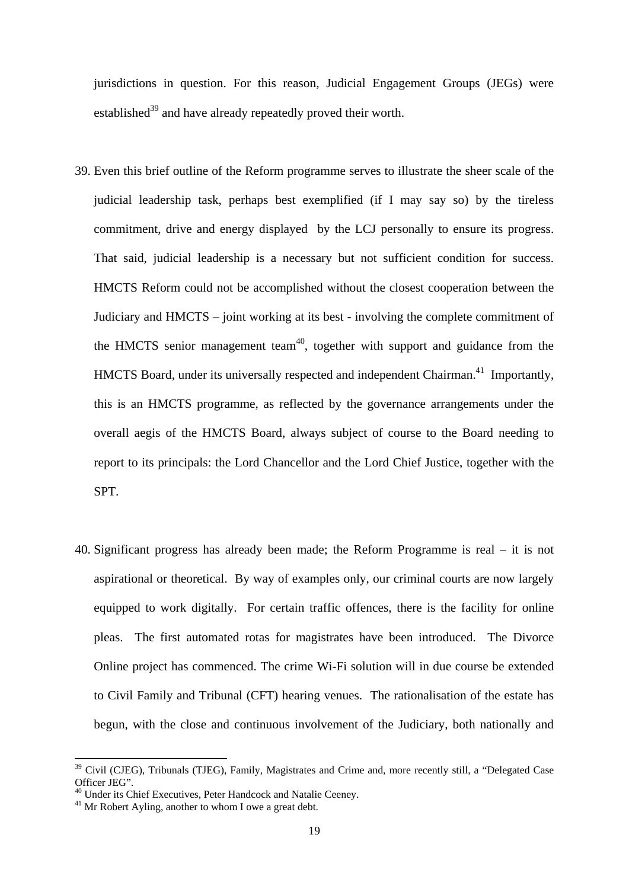jurisdictions in question. For this reason, Judicial Engagement Groups (JEGs) were established[39] and have already repeatedly proved their worth.

39. Even this brief outline of the Reform programme serves to illustrate the sheer scale of the judicial leadership task, perhaps best exemplified (if I may say so) by the tireless commitment, drive and energy displayed by the LCJ personally to ensure its progress. That said, judicial leadership is a necessary but not sufficient condition for success. HMCTS Reform could not be accomplished without the closest cooperation between the Judiciary and HMCTS – joint working at its best - involving the complete commitment of the HMCTS senior management team[40], together with support and guidance from the HMCTS Board, under its universally respected and independent Chairman.[41] Importantly, this is an HMCTS programme, as reflected by the governance arrangements under the overall aegis of the HMCTS Board, always subject of course to the Board needing to report to its principals: the Lord Chancellor and the Lord Chief Justice, together with the SPT.

40. Significant progress has already been made; the Reform Programme is real – it is not aspirational or theoretical. By way of examples only, our criminal courts are now largely equipped to work digitally. For certain traffic offences, there is the facility for online pleas. The first automated rotas for magistrates have been introduced. The Divorce Online project has commenced. The crime Wi-Fi solution will in due course be extended to Civil Family and Tribunal (CFT) hearing venues. The rationalisation of the estate has begun, with the close and continuous involvement of the Judiciary, both nationally and

---

[39] Civil (CJEG), Tribunals (TJEG), Family, Magistrates and Crime and, more recently still, a "Delegated Case Officer JEG".

[40] Under its Chief Executives, Peter Handcock and Natalie Ceeney.

[41] Mr Robert Ayling, another to whom I owe a great debt.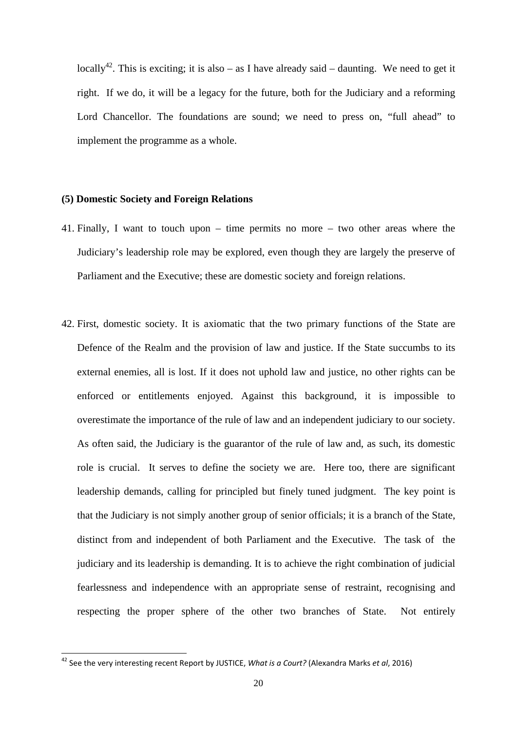locally[42]. This is exciting; it is also – as I have already said – daunting. We need to get it right. If we do, it will be a legacy for the future, both for the Judiciary and a reforming Lord Chancellor. The foundations are sound; we need to press on, "full ahead" to implement the programme as a whole.

**(5) Domestic Society and Foreign Relations**

41. Finally, I want to touch upon – time permits no more – two other areas where the Judiciary's leadership role may be explored, even though they are largely the preserve of Parliament and the Executive; these are domestic society and foreign relations.

42. First, domestic society. It is axiomatic that the two primary functions of the State are Defence of the Realm and the provision of law and justice. If the State succumbs to its external enemies, all is lost. If it does not uphold law and justice, no other rights can be enforced or entitlements enjoyed. Against this background, it is impossible to overestimate the importance of the rule of law and an independent judiciary to our society. As often said, the Judiciary is the guarantor of the rule of law and, as such, its domestic role is crucial. It serves to define the society we are. Here too, there are significant leadership demands, calling for principled but finely tuned judgment. The key point is that the Judiciary is not simply another group of senior officials; it is a branch of the State, distinct from and independent of both Parliament and the Executive. The task of the judiciary and its leadership is demanding. It is to achieve the right combination of judicial fearlessness and independence with an appropriate sense of restraint, recognising and respecting the proper sphere of the other two branches of State. Not entirely

[42] See the very interesting recent Report by JUSTICE, *What is a Court?* (Alexandra Marks *et al*, 2016)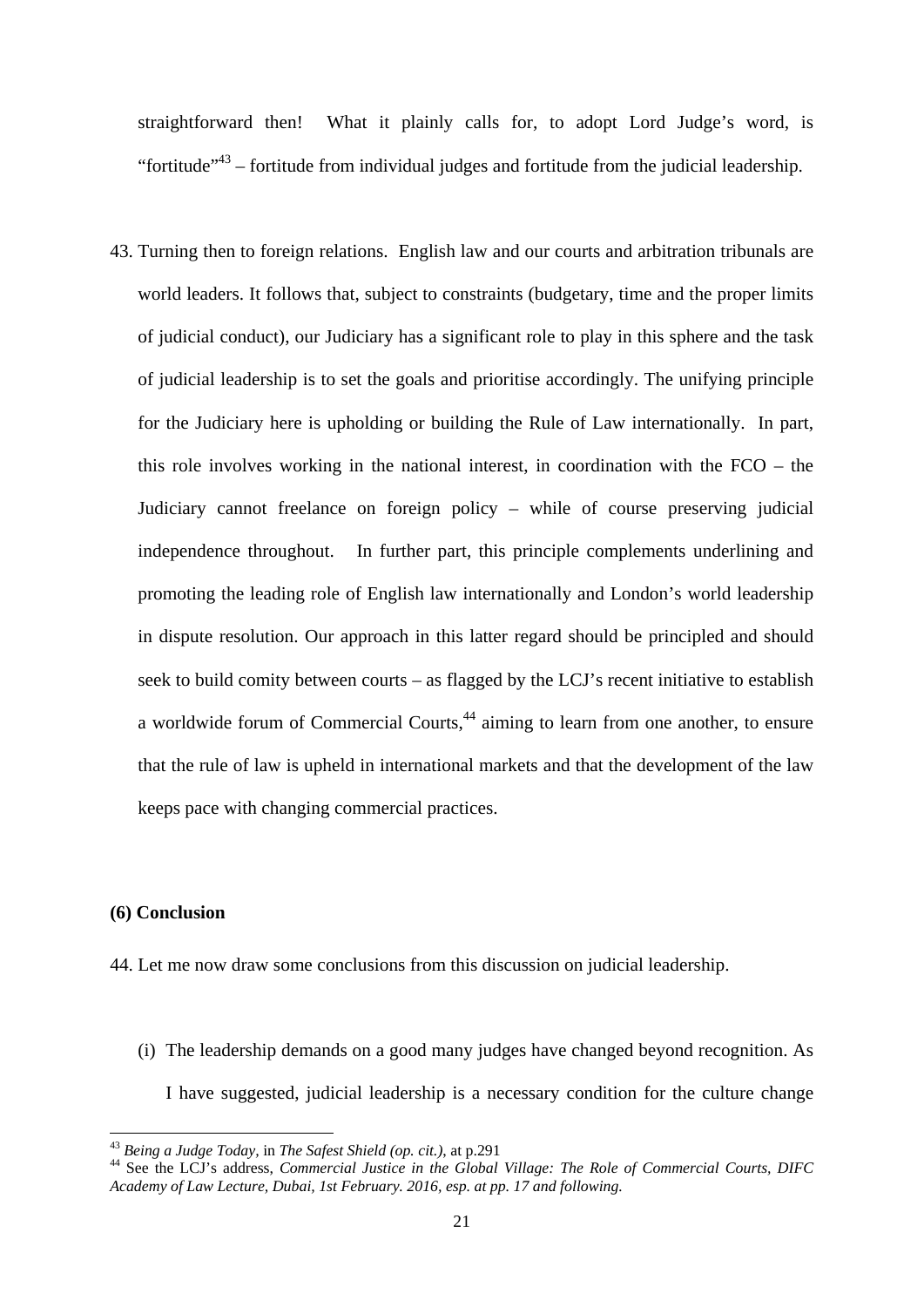straightforward then! What it plainly calls for, to adopt Lord Judge's word, is "fortitude"[43] – fortitude from individual judges and fortitude from the judicial leadership.

43. Turning then to foreign relations. English law and our courts and arbitration tribunals are world leaders. It follows that, subject to constraints (budgetary, time and the proper limits of judicial conduct), our Judiciary has a significant role to play in this sphere and the task of judicial leadership is to set the goals and prioritise accordingly. The unifying principle for the Judiciary here is upholding or building the Rule of Law internationally. In part, this role involves working in the national interest, in coordination with the FCO – the Judiciary cannot freelance on foreign policy – while of course preserving judicial independence throughout. In further part, this principle complements underlining and promoting the leading role of English law internationally and London's world leadership in dispute resolution. Our approach in this latter regard should be principled and should seek to build comity between courts – as flagged by the LCJ's recent initiative to establish a worldwide forum of Commercial Courts,[44] aiming to learn from one another, to ensure that the rule of law is upheld in international markets and that the development of the law keeps pace with changing commercial practices.

**(6) Conclusion**

44. Let me now draw some conclusions from this discussion on judicial leadership.

   (i) The leadership demands on a good many judges have changed beyond recognition. As I have suggested, judicial leadership is a necessary condition for the culture change

---

[43] *Being a Judge Today,* in *The Safest Shield (op. cit.),* at p.291

[44] See the LCJ's address, *Commercial Justice in the Global Village: The Role of Commercial Courts, DIFC Academy of Law Lecture, Dubai, 1st February. 2016, esp. at pp. 17 and following.*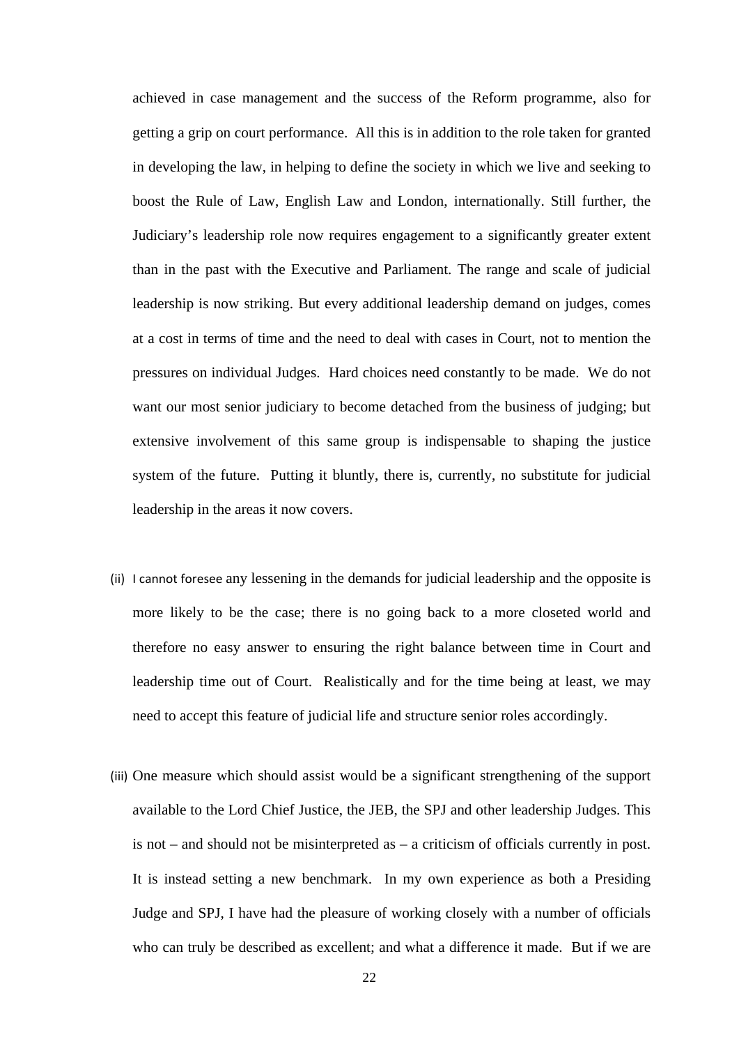achieved in case management and the success of the Reform programme, also for getting a grip on court performance. All this is in addition to the role taken for granted in developing the law, in helping to define the society in which we live and seeking to boost the Rule of Law, English Law and London, internationally. Still further, the Judiciary's leadership role now requires engagement to a significantly greater extent than in the past with the Executive and Parliament. The range and scale of judicial leadership is now striking. But every additional leadership demand on judges, comes at a cost in terms of time and the need to deal with cases in Court, not to mention the pressures on individual Judges. Hard choices need constantly to be made. We do not want our most senior judiciary to become detached from the business of judging; but extensive involvement of this same group is indispensable to shaping the justice system of the future. Putting it bluntly, there is, currently, no substitute for judicial leadership in the areas it now covers.

(ii) I cannot foresee any lessening in the demands for judicial leadership and the opposite is more likely to be the case; there is no going back to a more closeted world and therefore no easy answer to ensuring the right balance between time in Court and leadership time out of Court. Realistically and for the time being at least, we may need to accept this feature of judicial life and structure senior roles accordingly.

(iii) One measure which should assist would be a significant strengthening of the support available to the Lord Chief Justice, the JEB, the SPJ and other leadership Judges. This is not – and should not be misinterpreted as – a criticism of officials currently in post. It is instead setting a new benchmark. In my own experience as both a Presiding Judge and SPJ, I have had the pleasure of working closely with a number of officials who can truly be described as excellent; and what a difference it made. But if we are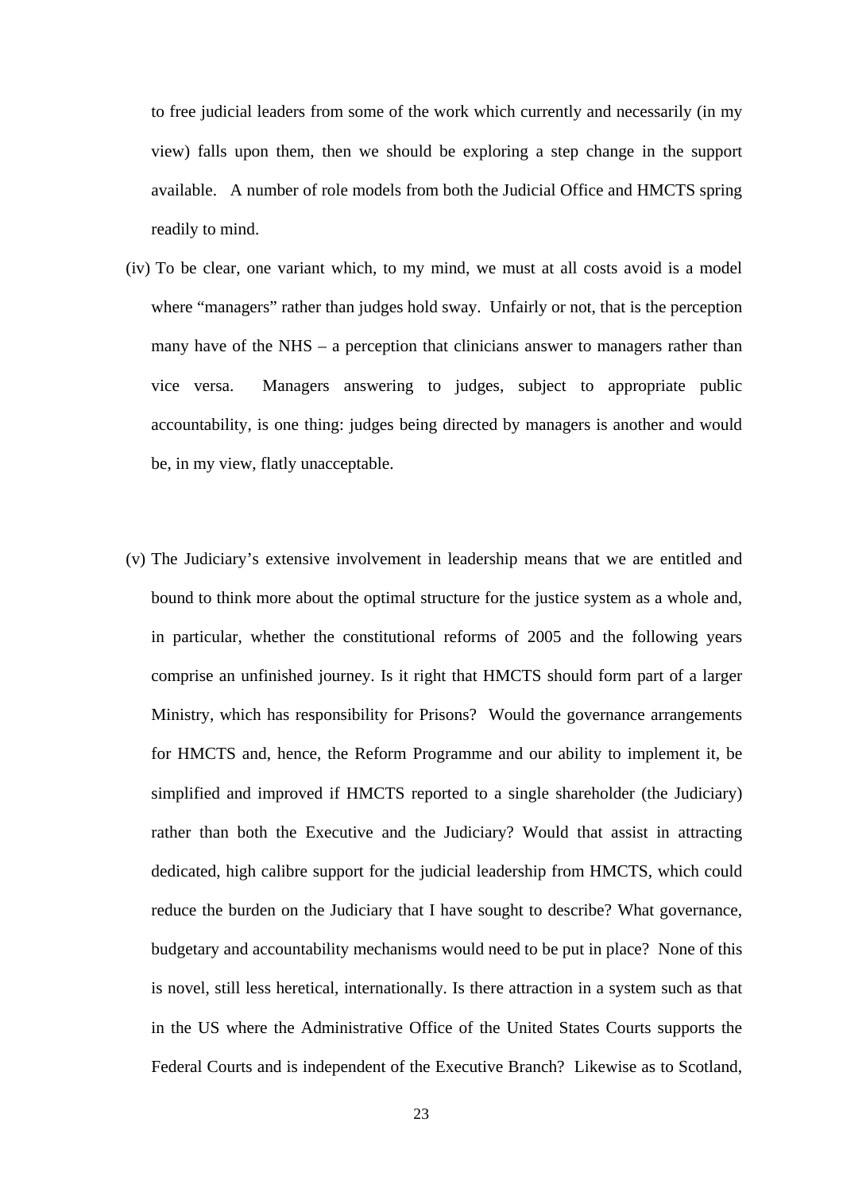to free judicial leaders from some of the work which currently and necessarily (in my view) falls upon them, then we should be exploring a step change in the support available. A number of role models from both the Judicial Office and HMCTS spring readily to mind.

(iv) To be clear, one variant which, to my mind, we must at all costs avoid is a model where "managers" rather than judges hold sway. Unfairly or not, that is the perception many have of the NHS – a perception that clinicians answer to managers rather than vice versa. Managers answering to judges, subject to appropriate public accountability, is one thing: judges being directed by managers is another and would be, in my view, flatly unacceptable.

(v) The Judiciary's extensive involvement in leadership means that we are entitled and bound to think more about the optimal structure for the justice system as a whole and, in particular, whether the constitutional reforms of 2005 and the following years comprise an unfinished journey. Is it right that HMCTS should form part of a larger Ministry, which has responsibility for Prisons? Would the governance arrangements for HMCTS and, hence, the Reform Programme and our ability to implement it, be simplified and improved if HMCTS reported to a single shareholder (the Judiciary) rather than both the Executive and the Judiciary? Would that assist in attracting dedicated, high calibre support for the judicial leadership from HMCTS, which could reduce the burden on the Judiciary that I have sought to describe? What governance, budgetary and accountability mechanisms would need to be put in place? None of this is novel, still less heretical, internationally. Is there attraction in a system such as that in the US where the Administrative Office of the United States Courts supports the Federal Courts and is independent of the Executive Branch? Likewise as to Scotland,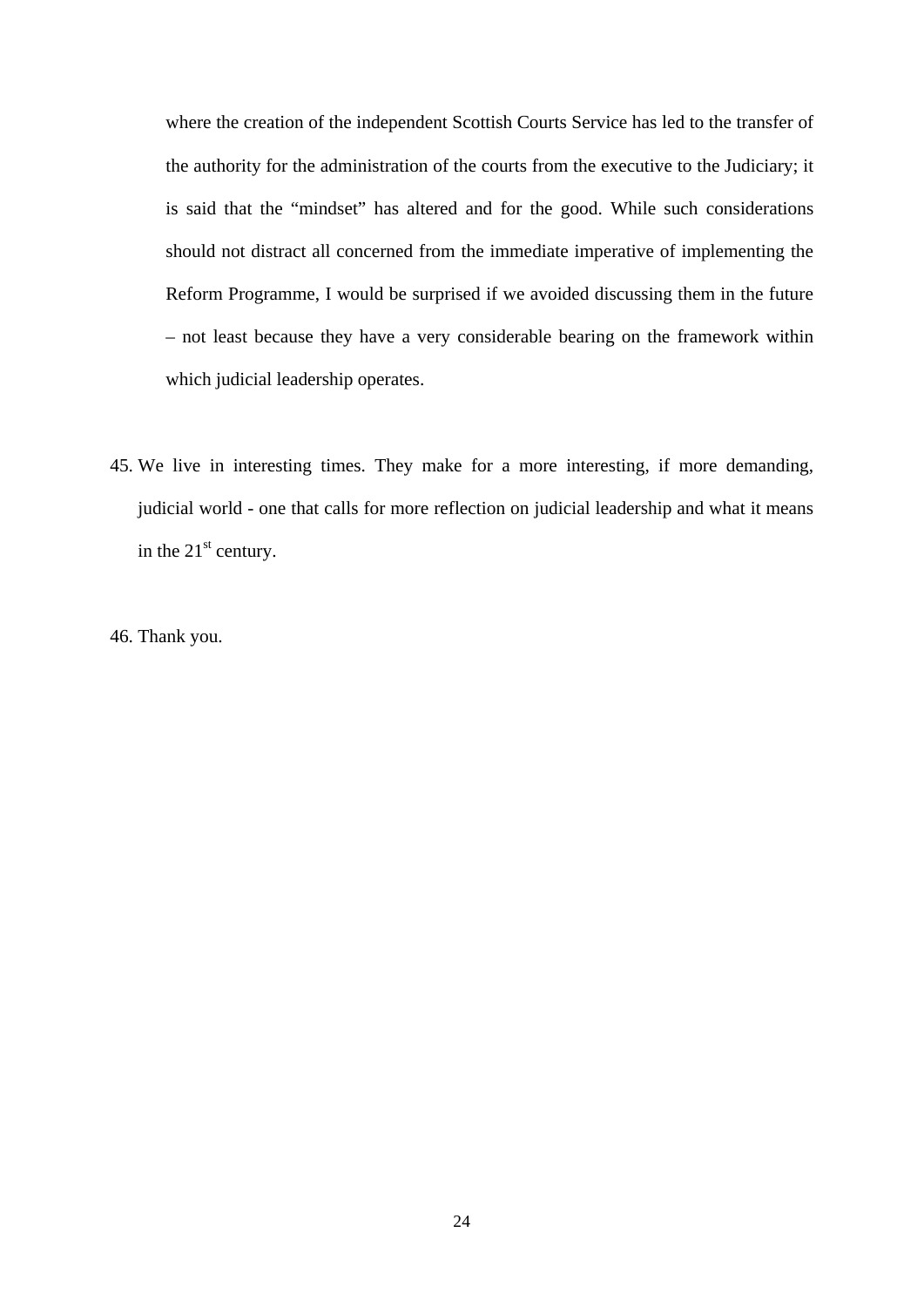where the creation of the independent Scottish Courts Service has led to the transfer of the authority for the administration of the courts from the executive to the Judiciary; it is said that the "mindset" has altered and for the good. While such considerations should not distract all concerned from the immediate imperative of implementing the Reform Programme, I would be surprised if we avoided discussing them in the future – not least because they have a very considerable bearing on the framework within which judicial leadership operates.

45. We live in interesting times. They make for a more interesting, if more demanding, judicial world - one that calls for more reflection on judicial leadership and what it means in the 21st century.

46. Thank you.